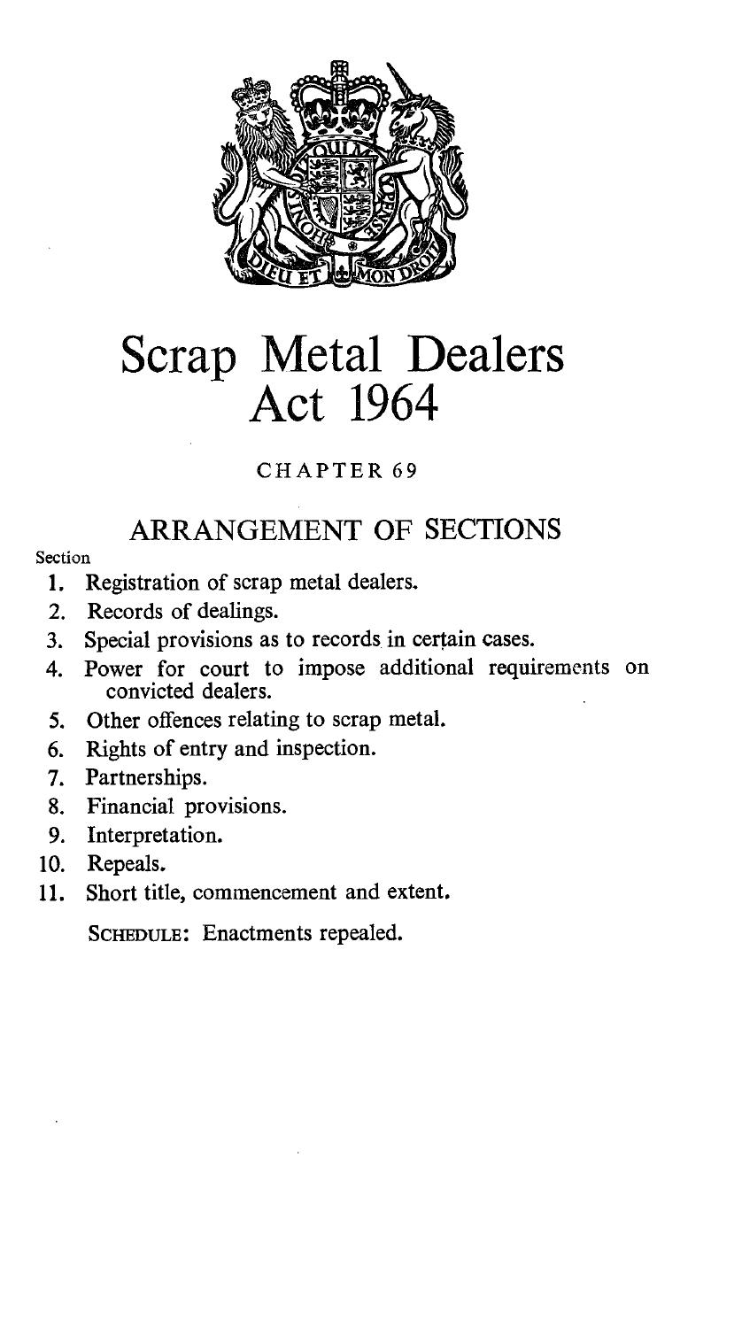# Scrap Metal Dealers Act 1964

CHAPTER 69

## ARRANGEMENT OF SECTIONS

Section

1. Registration of scrap metal dealers.
2. Records of dealings.
3. Special provisions as to records in certain cases.
4. Power for court to impose additional requirements on convicted dealers.
5. Other offences relating to scrap metal.
6. Rights of entry and inspection.
7. Partnerships.
8. Financial provisions.
9. Interpretation.
10. Repeals.
11. Short title, commencement and extent.

SCHEDULE: Enactments repealed.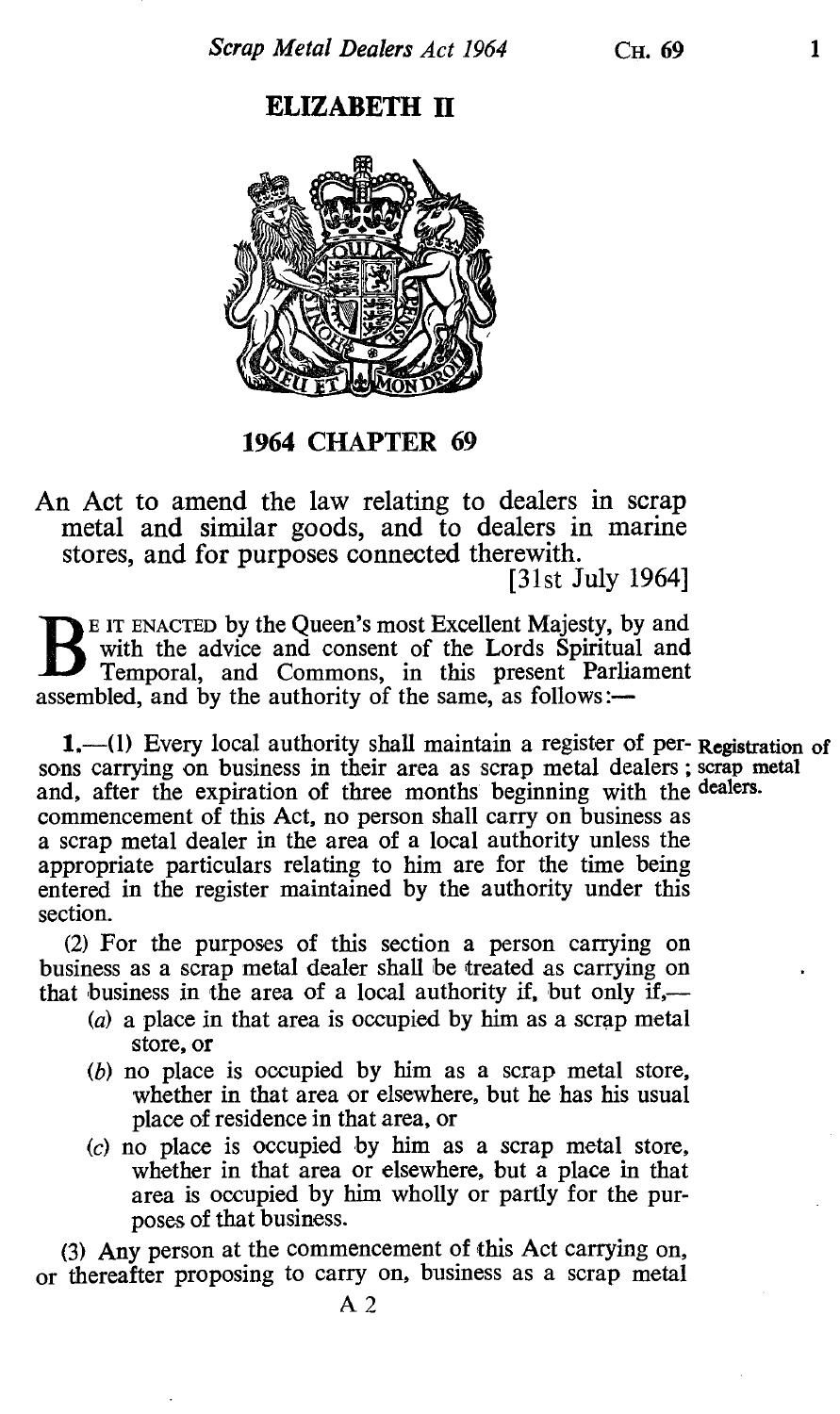# ELIZABETH II

## 1964 CHAPTER 69

An Act to amend the law relating to dealers in scrap metal and similar goods, and to dealers in marine stores, and for purposes connected therewith.

[31st July 1964]

BE IT ENACTED by the Queen's most Excellent Majesty, by and with the advice and consent of the Lords Spiritual and Temporal, and Commons, in this present Parliament assembled, and by the authority of the same, as follows:—

Registration of scrap metal dealers.

**1.**—(1) Every local authority shall maintain a register of persons carrying on business in their area as scrap metal dealers; and, after the expiration of three months beginning with the commencement of this Act, no person shall carry on business as a scrap metal dealer in the area of a local authority unless the appropriate particulars relating to him are for the time being entered in the register maintained by the authority under this section.

(2) For the purposes of this section a person carrying on business as a scrap metal dealer shall be treated as carrying on that business in the area of a local authority if, but only if,—

(*a*) a place in that area is occupied by him as a scrap metal store, or

(*b*) no place is occupied by him as a scrap metal store, whether in that area or elsewhere, but he has his usual place of residence in that area, or

(*c*) no place is occupied by him as a scrap metal store, whether in that area or elsewhere, but a place in that area is occupied by him wholly or partly for the purposes of that business.

(3) Any person at the commencement of this Act carrying on, or thereafter proposing to carry on, business as a scrap metal

A 2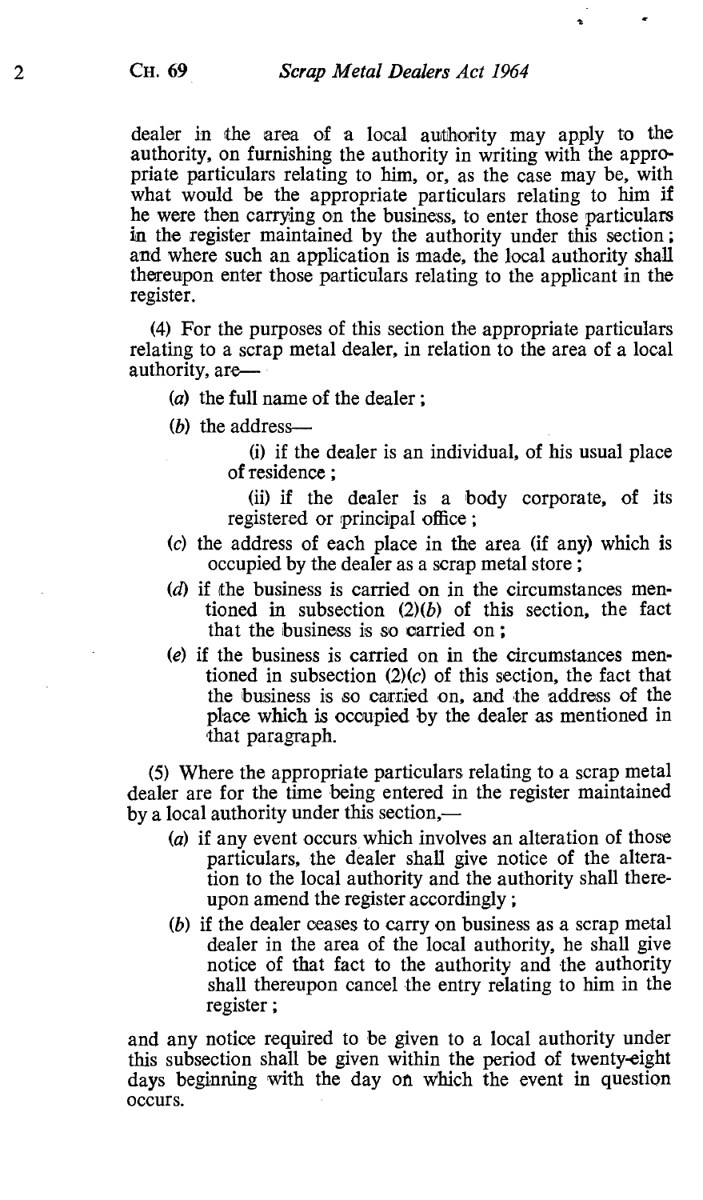dealer in the area of a local authority may apply to the authority, on furnishing the authority in writing with the appropriate particulars relating to him, or, as the case may be, with what would be the appropriate particulars relating to him if he were then carrying on the business, to enter those particulars in the register maintained by the authority under this section; and where such an application is made, the local authority shall thereupon enter those particulars relating to the applicant in the register.

(4) For the purposes of this section the appropriate particulars relating to a scrap metal dealer, in relation to the area of a local authority, are—

- (*a*) the full name of the dealer;
- (*b*) the address—
  - (i) if the dealer is an individual, of his usual place of residence;
  - (ii) if the dealer is a body corporate, of its registered or principal office;
- (*c*) the address of each place in the area (if any) which is occupied by the dealer as a scrap metal store;
- (*d*) if the business is carried on in the circumstances mentioned in subsection (2)(*b*) of this section, the fact that the business is so carried on;
- (*e*) if the business is carried on in the circumstances mentioned in subsection (2)(*c*) of this section, the fact that the business is so carried on, and the address of the place which is occupied by the dealer as mentioned in that paragraph.

(5) Where the appropriate particulars relating to a scrap metal dealer are for the time being entered in the register maintained by a local authority under this section,—

- (*a*) if any event occurs which involves an alteration of those particulars, the dealer shall give notice of the alteration to the local authority and the authority shall thereupon amend the register accordingly;
- (*b*) if the dealer ceases to carry on business as a scrap metal dealer in the area of the local authority, he shall give notice of that fact to the authority and the authority shall thereupon cancel the entry relating to him in the register;

and any notice required to be given to a local authority under this subsection shall be given within the period of twenty-eight days beginning with the day on which the event in question occurs.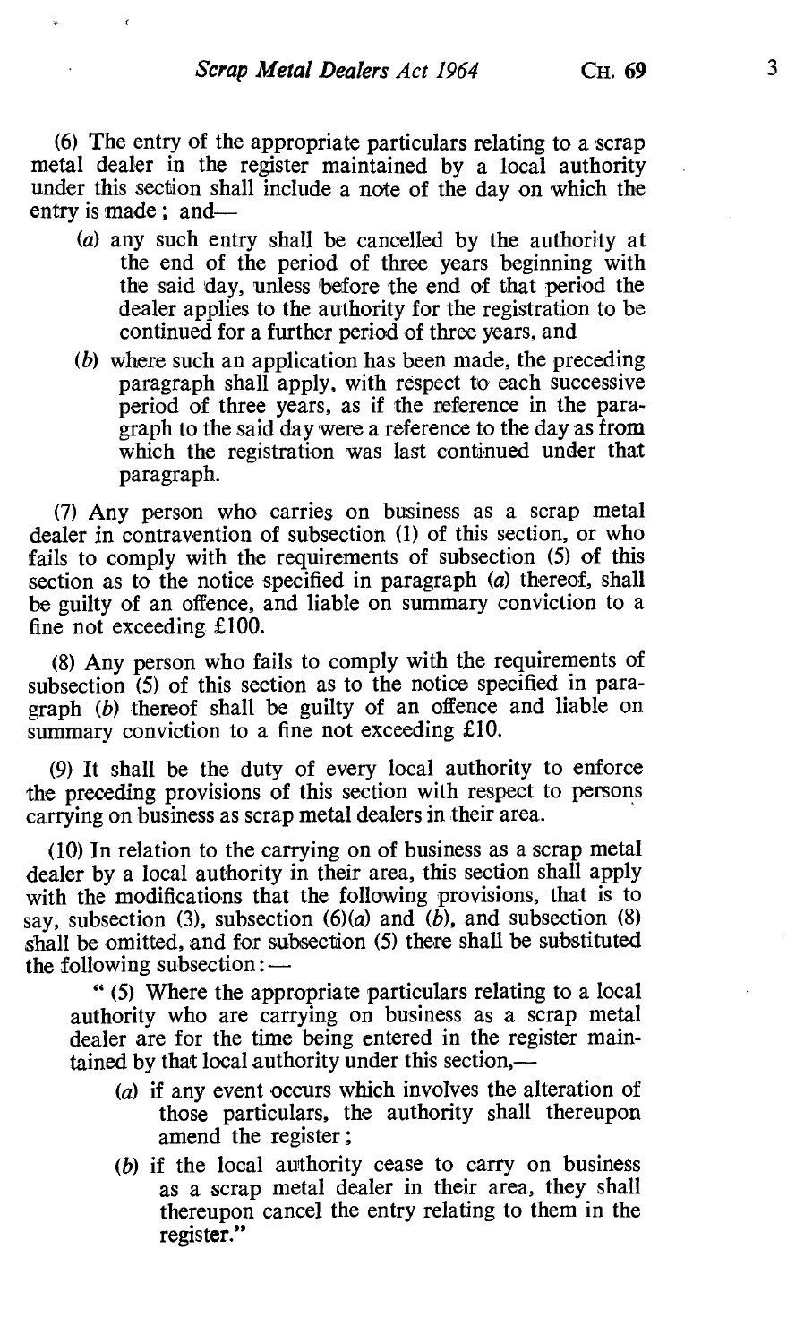(6) The entry of the appropriate particulars relating to a scrap metal dealer in the register maintained by a local authority under this section shall include a note of the day on which the entry is made; and—

(*a*) any such entry shall be cancelled by the authority at the end of the period of three years beginning with the said day, unless before the end of that period the dealer applies to the authority for the registration to be continued for a further period of three years, and

(*b*) where such an application has been made, the preceding paragraph shall apply, with respect to each successive period of three years, as if the reference in the paragraph to the said day were a reference to the day as from which the registration was last continued under that paragraph.

(7) Any person who carries on business as a scrap metal dealer in contravention of subsection (1) of this section, or who fails to comply with the requirements of subsection (5) of this section as to the notice specified in paragraph (*a*) thereof, shall be guilty of an offence, and liable on summary conviction to a fine not exceeding £100.

(8) Any person who fails to comply with the requirements of subsection (5) of this section as to the notice specified in paragraph (*b*) thereof shall be guilty of an offence and liable on summary conviction to a fine not exceeding £10.

(9) It shall be the duty of every local authority to enforce the preceding provisions of this section with respect to persons carrying on business as scrap metal dealers in their area.

(10) In relation to the carrying on of business as a scrap metal dealer by a local authority in their area, this section shall apply with the modifications that the following provisions, that is to say, subsection (3), subsection (6)(*a*) and (*b*), and subsection (8) shall be omitted, and for subsection (5) there shall be substituted the following subsection:—

"(5) Where the appropriate particulars relating to a local authority who are carrying on business as a scrap metal dealer are for the time being entered in the register maintained by that local authority under this section,—

(*a*) if any event occurs which involves the alteration of those particulars, the authority shall thereupon amend the register;

(*b*) if the local authority cease to carry on business as a scrap metal dealer in their area, they shall thereupon cancel the entry relating to them in the register."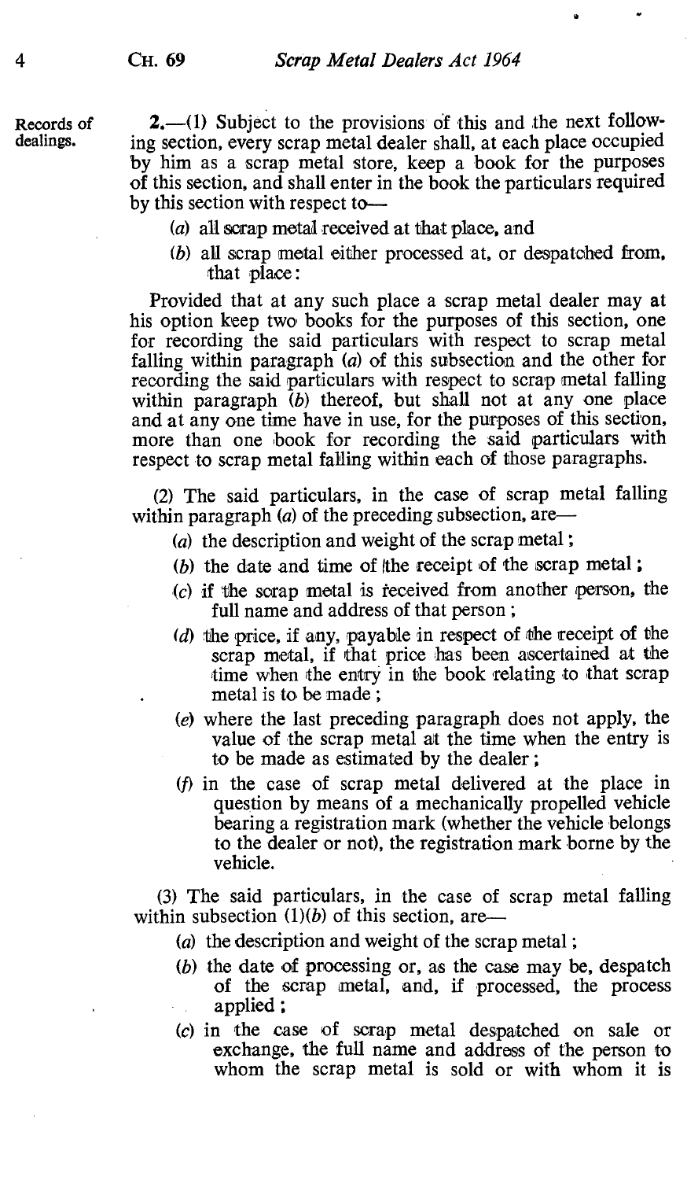Records of dealings.

**2.**—(1) Subject to the provisions of this and the next following section, every scrap metal dealer shall, at each place occupied by him as a scrap metal store, keep a book for the purposes of this section, and shall enter in the book the particulars required by this section with respect to—

(*a*) all scrap metal received at that place, and

(*b*) all scrap metal either processed at, or despatched from, that place:

Provided that at any such place a scrap metal dealer may at his option keep two books for the purposes of this section, one for recording the said particulars with respect to scrap metal falling within paragraph (*a*) of this subsection and the other for recording the said particulars with respect to scrap metal falling within paragraph (*b*) thereof, but shall not at any one place and at any one time have in use, for the purposes of this section, more than one book for recording the said particulars with respect to scrap metal falling within each of those paragraphs.

(2) The said particulars, in the case of scrap metal falling within paragraph (*a*) of the preceding subsection, are—

(*a*) the description and weight of the scrap metal;

(*b*) the date and time of the receipt of the scrap metal;

(*c*) if the scrap metal is received from another person, the full name and address of that person;

(*d*) the price, if any, payable in respect of the receipt of the scrap metal, if that price has been ascertained at the time when the entry in the book relating to that scrap metal is to be made;

(*e*) where the last preceding paragraph does not apply, the value of the scrap metal at the time when the entry is to be made as estimated by the dealer;

(*f*) in the case of scrap metal delivered at the place in question by means of a mechanically propelled vehicle bearing a registration mark (whether the vehicle belongs to the dealer or not), the registration mark borne by the vehicle.

(3) The said particulars, in the case of scrap metal falling within subsection (1)(*b*) of this section, are—

(*a*) the description and weight of the scrap metal;

(*b*) the date of processing or, as the case may be, despatch of the scrap metal, and, if processed, the process applied;

(*c*) in the case of scrap metal despatched on sale or exchange, the full name and address of the person to whom the scrap metal is sold or with whom it is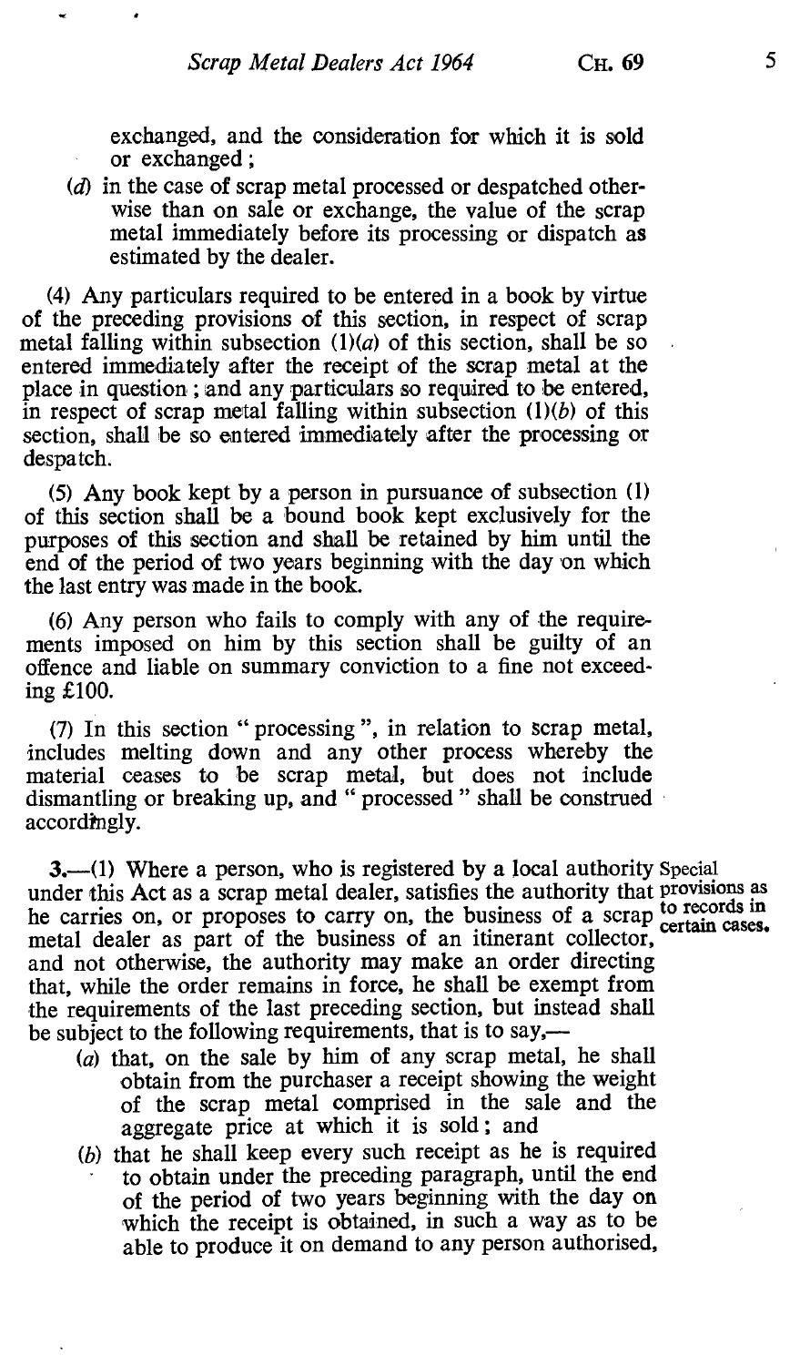exchanged, and the consideration for which it is sold or exchanged;

(*d*) in the case of scrap metal processed or despatched otherwise than on sale or exchange, the value of the scrap metal immediately before its processing or dispatch as estimated by the dealer.

(4) Any particulars required to be entered in a book by virtue of the preceding provisions of this section, in respect of scrap metal falling within subsection (1)(*a*) of this section, shall be so entered immediately after the receipt of the scrap metal at the place in question; and any particulars so required to be entered, in respect of scrap metal falling within subsection (1)(*b*) of this section, shall be so entered immediately after the processing or despatch.

(5) Any book kept by a person in pursuance of subsection (1) of this section shall be a bound book kept exclusively for the purposes of this section and shall be retained by him until the end of the period of two years beginning with the day on which the last entry was made in the book.

(6) Any person who fails to comply with any of the requirements imposed on him by this section shall be guilty of an offence and liable on summary conviction to a fine not exceeding £100.

(7) In this section "processing", in relation to scrap metal, includes melting down and any other process whereby the material ceases to be scrap metal, but does not include dismantling or breaking up, and "processed" shall be construed accordingly.

**Special provisions as to records in certain cases.**

**3.**—(1) Where a person, who is registered by a local authority under this Act as a scrap metal dealer, satisfies the authority that he carries on, or proposes to carry on, the business of a scrap metal dealer as part of the business of an itinerant collector, and not otherwise, the authority may make an order directing that, while the order remains in force, he shall be exempt from the requirements of the last preceding section, but instead shall be subject to the following requirements, that is to say,—

(*a*) that, on the sale by him of any scrap metal, he shall obtain from the purchaser a receipt showing the weight of the scrap metal comprised in the sale and the aggregate price at which it is sold; and

(*b*) that he shall keep every such receipt as he is required to obtain under the preceding paragraph, until the end of the period of two years beginning with the day on which the receipt is obtained, in such a way as to be able to produce it on demand to any person authorised,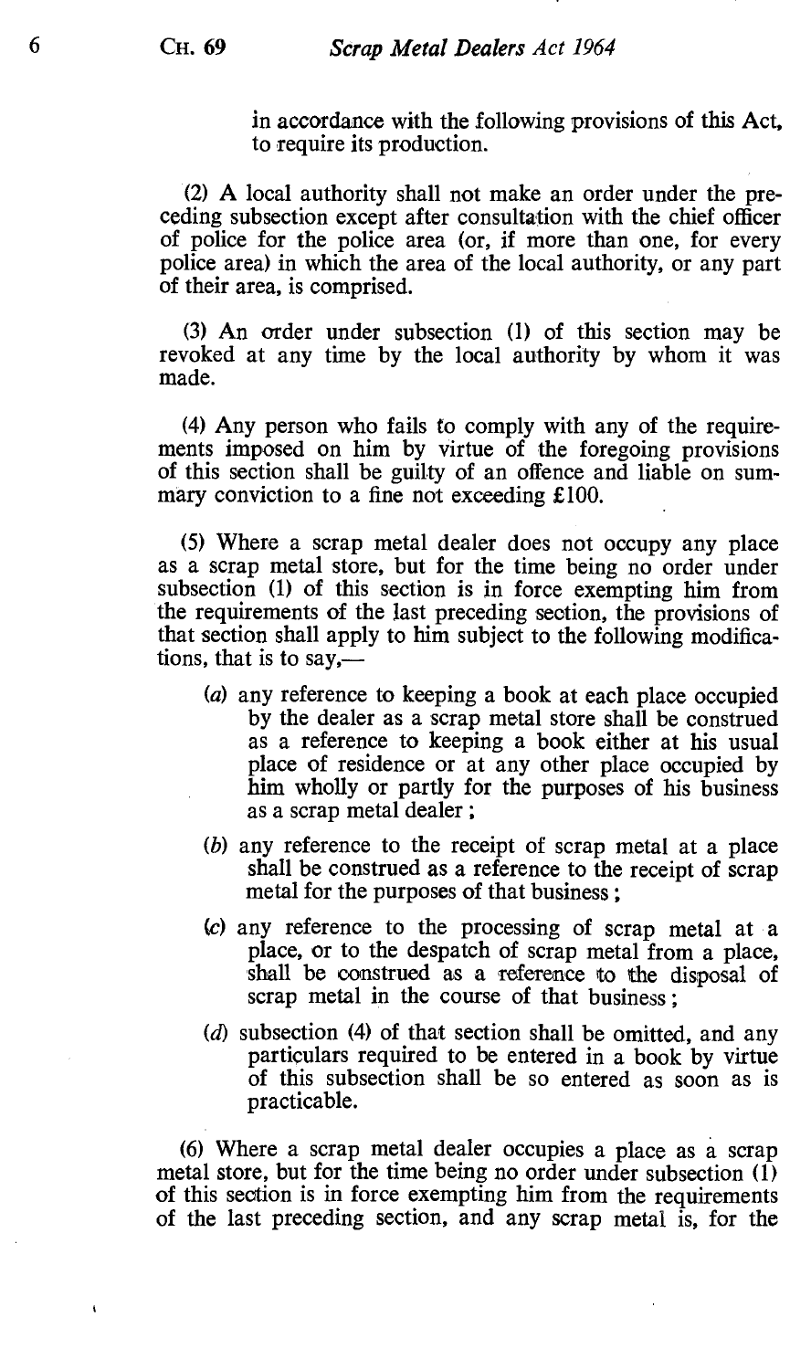in accordance with the following provisions of this Act, to require its production.

(2) A local authority shall not make an order under the preceding subsection except after consultation with the chief officer of police for the police area (or, if more than one, for every police area) in which the area of the local authority, or any part of their area, is comprised.

(3) An order under subsection (1) of this section may be revoked at any time by the local authority by whom it was made.

(4) Any person who fails to comply with any of the requirements imposed on him by virtue of the foregoing provisions of this section shall be guilty of an offence and liable on summary conviction to a fine not exceeding £100.

(5) Where a scrap metal dealer does not occupy any place as a scrap metal store, but for the time being no order under subsection (1) of this section is in force exempting him from the requirements of the last preceding section, the provisions of that section shall apply to him subject to the following modifications, that is to say,—

- (*a*) any reference to keeping a book at each place occupied by the dealer as a scrap metal store shall be construed as a reference to keeping a book either at his usual place of residence or at any other place occupied by him wholly or partly for the purposes of his business as a scrap metal dealer ;
- (*b*) any reference to the receipt of scrap metal at a place shall be construed as a reference to the receipt of scrap metal for the purposes of that business ;
- (*c*) any reference to the processing of scrap metal at a place, or to the despatch of scrap metal from a place, shall be construed as a reference to the disposal of scrap metal in the course of that business ;
- (*d*) subsection (4) of that section shall be omitted, and any particulars required to be entered in a book by virtue of this subsection shall be so entered as soon as is practicable.

(6) Where a scrap metal dealer occupies a place as a scrap metal store, but for the time being no order under subsection (1) of this section is in force exempting him from the requirements of the last preceding section, and any scrap metal is, for the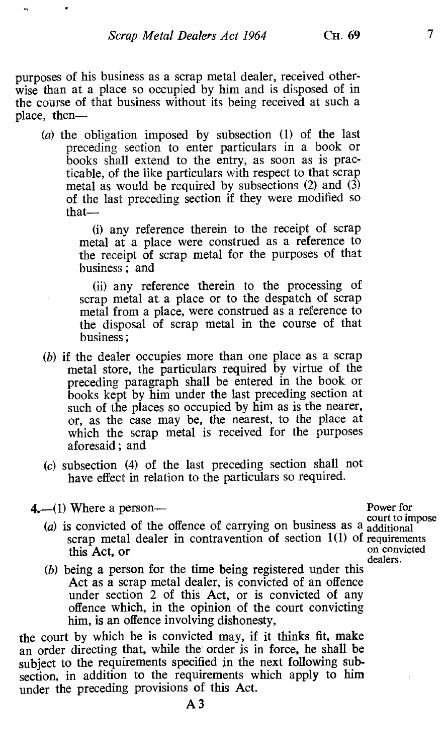purposes of his business as a scrap metal dealer, received otherwise than at a place so occupied by him and is disposed of in the course of that business without its being received at such a place, then—

(a) the obligation imposed by subsection (1) of the last preceding section to enter particulars in a book or books shall extend to the entry, as soon as is practicable, of the like particulars with respect to that scrap metal as would be required by subsections (2) and (3) of the last preceding section if they were modified so that—

(i) any reference therein to the receipt of scrap metal at a place were construed as a reference to the receipt of scrap metal for the purposes of that business; and

(ii) any reference therein to the processing of scrap metal at a place or to the despatch of scrap metal from a place, were construed as a reference to the disposal of scrap metal in the course of that business;

(b) if the dealer occupies more than one place as a scrap metal store, the particulars required by virtue of the preceding paragraph shall be entered in the book or books kept by him under the last preceding section at such of the places so occupied by him as is the nearer, or, as the case may be, the nearest, to the place at which the scrap metal is received for the purposes aforesaid; and

(c) subsection (4) of the last preceding section shall not have effect in relation to the particulars so required.

Power for court to impose additional requirements on convicted dealers.

**4.**—(1) Where a person—

(a) is convicted of the offence of carrying on business as a scrap metal dealer in contravention of section 1(1) of this Act, or

(b) being a person for the time being registered under this Act as a scrap metal dealer, is convicted of an offence under section 2 of this Act, or is convicted of any offence which, in the opinion of the court convicting him, is an offence involving dishonesty,

the court by which he is convicted may, if it thinks fit, make an order directing that, while the order is in force, he shall be subject to the requirements specified in the next following subsection, in addition to the requirements which apply to him under the preceding provisions of this Act.

A 3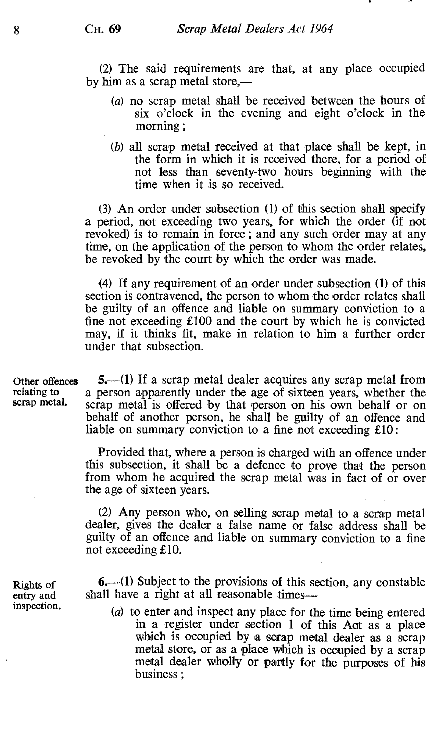(2) The said requirements are that, at any place occupied by him as a scrap metal store,—

(a) no scrap metal shall be received between the hours of six o'clock in the evening and eight o'clock in the morning;

(b) all scrap metal received at that place shall be kept, in the form in which it is received there, for a period of not less than seventy-two hours beginning with the time when it is so received.

(3) An order under subsection (1) of this section shall specify a period, not exceeding two years, for which the order (if not revoked) is to remain in force; and any such order may at any time, on the application of the person to whom the order relates, be revoked by the court by which the order was made.

(4) If any requirement of an order under subsection (1) of this section is contravened, the person to whom the order relates shall be guilty of an offence and liable on summary conviction to a fine not exceeding £100 and the court by which he is convicted may, if it thinks fit, make in relation to him a further order under that subsection.

**Other offences relating to scrap metal.**

**5.**—(1) If a scrap metal dealer acquires any scrap metal from a person apparently under the age of sixteen years, whether the scrap metal is offered by that person on his own behalf or on behalf of another person, he shall be guilty of an offence and liable on summary conviction to a fine not exceeding £10:

Provided that, where a person is charged with an offence under this subsection, it shall be a defence to prove that the person from whom he acquired the scrap metal was in fact of or over the age of sixteen years.

(2) Any person who, on selling scrap metal to a scrap metal dealer, gives the dealer a false name or false address shall be guilty of an offence and liable on summary conviction to a fine not exceeding £10.

**Rights of entry and inspection.**

**6.**—(1) Subject to the provisions of this section, any constable shall have a right at all reasonable times—

(a) to enter and inspect any place for the time being entered in a register under section 1 of this Act as a place which is occupied by a scrap metal dealer as a scrap metal store, or as a place which is occupied by a scrap metal dealer wholly or partly for the purposes of his business;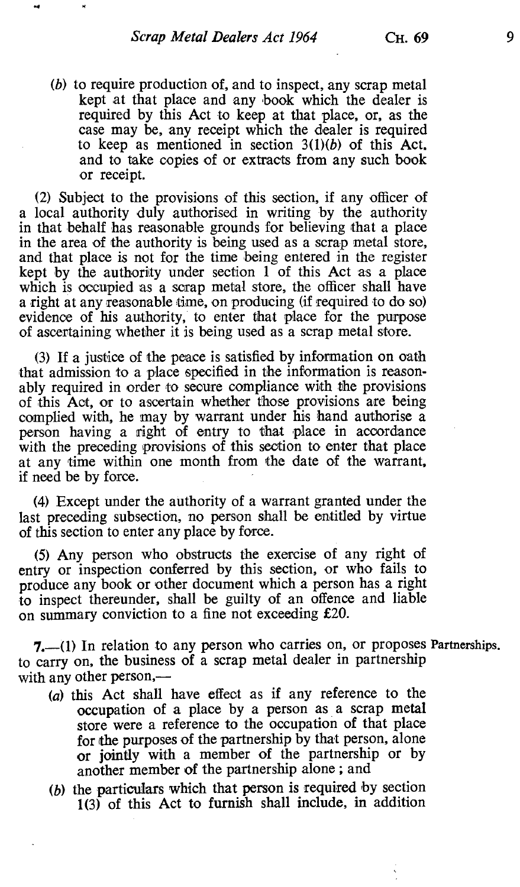(b) to require production of, and to inspect, any scrap metal kept at that place and any book which the dealer is required by this Act to keep at that place, or, as the case may be, any receipt which the dealer is required to keep as mentioned in section 3(1)(b) of this Act, and to take copies of or extracts from any such book or receipt.

(2) Subject to the provisions of this section, if any officer of a local authority duly authorised in writing by the authority in that behalf has reasonable grounds for believing that a place in the area of the authority is being used as a scrap metal store, and that place is not for the time being entered in the register kept by the authority under section 1 of this Act as a place which is occupied as a scrap metal store, the officer shall have a right at any reasonable time, on producing (if required to do so) evidence of his authority, to enter that place for the purpose of ascertaining whether it is being used as a scrap metal store.

(3) If a justice of the peace is satisfied by information on oath that admission to a place specified in the information is reasonably required in order to secure compliance with the provisions of this Act, or to ascertain whether those provisions are being complied with, he may by warrant under his hand authorise a person having a right of entry to that place in accordance with the preceding provisions of this section to enter that place at any time within one month from the date of the warrant, if need be by force.

(4) Except under the authority of a warrant granted under the last preceding subsection, no person shall be entitled by virtue of this section to enter any place by force.

(5) Any person who obstructs the exercise of any right of entry or inspection conferred by this section, or who fails to produce any book or other document which a person has a right to inspect thereunder, shall be guilty of an offence and liable on summary conviction to a fine not exceeding £20.

**7.**—(1) In relation to any person who carries on, or proposes to carry on, the business of a scrap metal dealer in partnership with any other person,— Partnerships.

(a) this Act shall have effect as if any reference to the occupation of a place by a person as a scrap metal store were a reference to the occupation of that place for the purposes of the partnership by that person, alone or jointly with a member of the partnership or by another member of the partnership alone; and

(b) the particulars which that person is required by section 1(3) of this Act to furnish shall include, in addition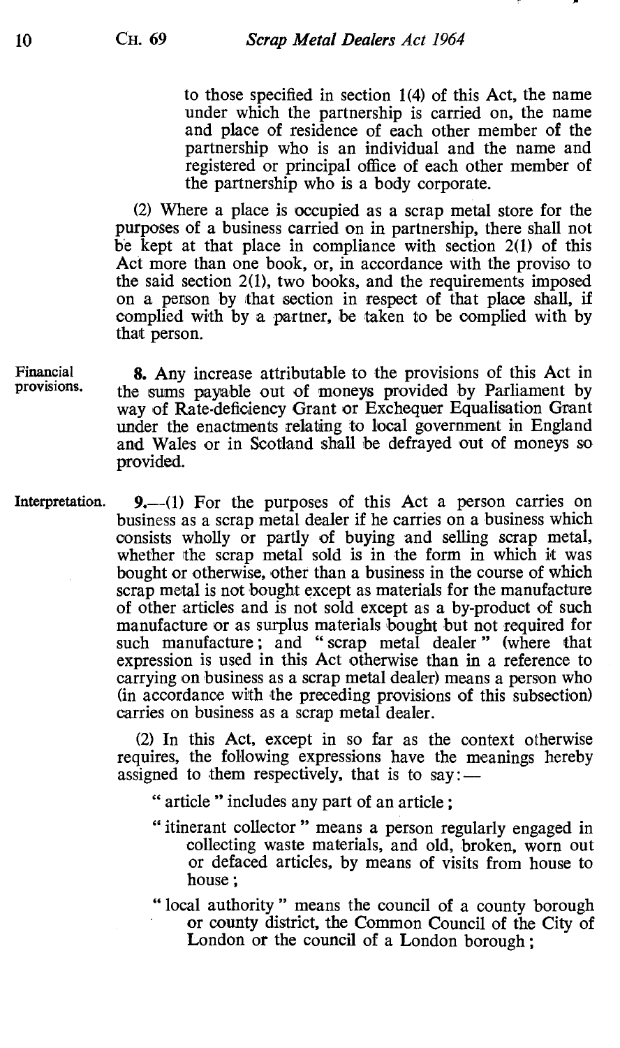to those specified in section 1(4) of this Act, the name under which the partnership is carried on, the name and place of residence of each other member of the partnership who is an individual and the name and registered or principal office of each other member of the partnership who is a body corporate.

(2) Where a place is occupied as a scrap metal store for the purposes of a business carried on in partnership, there shall not be kept at that place in compliance with section 2(1) of this Act more than one book, or, in accordance with the proviso to the said section 2(1), two books, and the requirements imposed on a person by that section in respect of that place shall, if complied with by a partner, be taken to be complied with by that person.

Financial provisions.

**8.** Any increase attributable to the provisions of this Act in the sums payable out of moneys provided by Parliament by way of Rate-deficiency Grant or Exchequer Equalisation Grant under the enactments relating to local government in England and Wales or in Scotland shall be defrayed out of moneys so provided.

Interpretation.

**9.**—(1) For the purposes of this Act a person carries on business as a scrap metal dealer if he carries on a business which consists wholly or partly of buying and selling scrap metal, whether the scrap metal sold is in the form in which it was bought or otherwise, other than a business in the course of which scrap metal is not bought except as materials for the manufacture of other articles and is not sold except as a by-product of such manufacture or as surplus materials bought but not required for such manufacture; and "scrap metal dealer" (where that expression is used in this Act otherwise than in a reference to carrying on business as a scrap metal dealer) means a person who (in accordance with the preceding provisions of this subsection) carries on business as a scrap metal dealer.

(2) In this Act, except in so far as the context otherwise requires, the following expressions have the meanings hereby assigned to them respectively, that is to say:—

"article" includes any part of an article;

"itinerant collector" means a person regularly engaged in collecting waste materials, and old, broken, worn out or defaced articles, by means of visits from house to house;

"local authority" means the council of a county borough or county district, the Common Council of the City of London or the council of a London borough;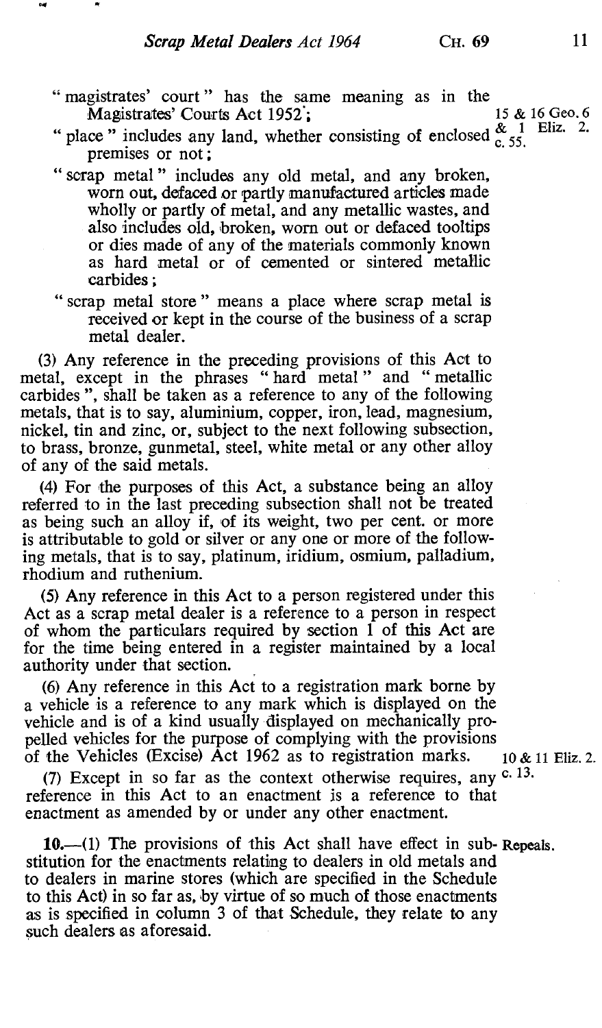"magistrates' court" has the same meaning as in the Magistrates' Courts Act 1952; 15 & 16 Geo. 6 & 1 Eliz. 2. c. 55.

"place" includes any land, whether consisting of enclosed premises or not;

"scrap metal" includes any old metal, and any broken, worn out, defaced or partly manufactured articles made wholly or partly of metal, and any metallic wastes, and also includes old, broken, worn out or defaced tooltips or dies made of any of the materials commonly known as hard metal or of cemented or sintered metallic carbides;

"scrap metal store" means a place where scrap metal is received or kept in the course of the business of a scrap metal dealer.

(3) Any reference in the preceding provisions of this Act to metal, except in the phrases "hard metal" and "metallic carbides", shall be taken as a reference to any of the following metals, that is to say, aluminium, copper, iron, lead, magnesium, nickel, tin and zinc, or, subject to the next following subsection, to brass, bronze, gunmetal, steel, white metal or any other alloy of any of the said metals.

(4) For the purposes of this Act, a substance being an alloy referred to in the last preceding subsection shall not be treated as being such an alloy if, of its weight, two per cent. or more is attributable to gold or silver or any one or more of the following metals, that is to say, platinum, iridium, osmium, palladium, rhodium and ruthenium.

(5) Any reference in this Act to a person registered under this Act as a scrap metal dealer is a reference to a person in respect of whom the particulars required by section 1 of this Act are for the time being entered in a register maintained by a local authority under that section.

(6) Any reference in this Act to a registration mark borne by a vehicle is a reference to any mark which is displayed on the vehicle and is of a kind usually displayed on mechanically propelled vehicles for the purpose of complying with the provisions of the Vehicles (Excise) Act 1962 as to registration marks. 10 & 11 Eliz. 2. c. 13.

(7) Except in so far as the context otherwise requires, any reference in this Act to an enactment is a reference to that enactment as amended by or under any other enactment.

**10.**—(1) The provisions of this Act shall have effect in substitution for the enactments relating to dealers in old metals and to dealers in marine stores (which are specified in the Schedule to this Act) in so far as, by virtue of so much of those enactments as is specified in column 3 of that Schedule, they relate to any such dealers as aforesaid. **Repeals.**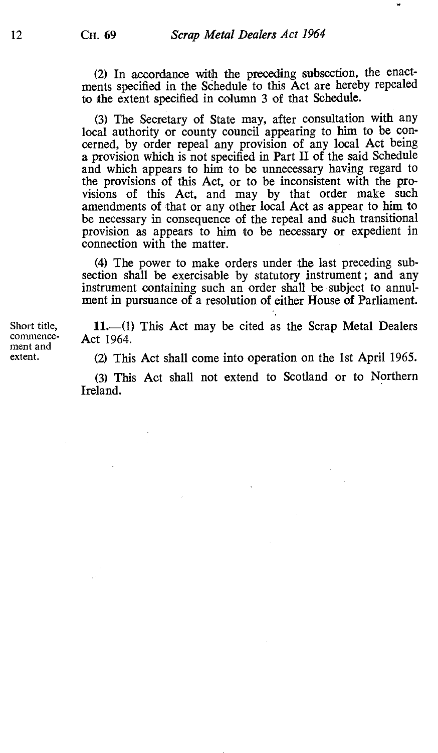(2) In accordance with the preceding subsection, the enactments specified in the Schedule to this Act are hereby repealed to the extent specified in column 3 of that Schedule.

(3) The Secretary of State may, after consultation with any local authority or county council appearing to him to be concerned, by order repeal any provision of any local Act being a provision which is not specified in Part II of the said Schedule and which appears to him to be unnecessary having regard to the provisions of this Act, or to be inconsistent with the provisions of this Act, and may by that order make such amendments of that or any other local Act as appear to him to be necessary in consequence of the repeal and such transitional provision as appears to him to be necessary or expedient in connection with the matter.

(4) The power to make orders under the last preceding subsection shall be exercisable by statutory instrument; and any instrument containing such an order shall be subject to annulment in pursuance of a resolution of either House of Parliament.

Short title, commencement and extent.

**11.**—(1) This Act may be cited as the Scrap Metal Dealers Act 1964.

(2) This Act shall come into operation on the 1st April 1965.

(3) This Act shall not extend to Scotland or to Northern Ireland.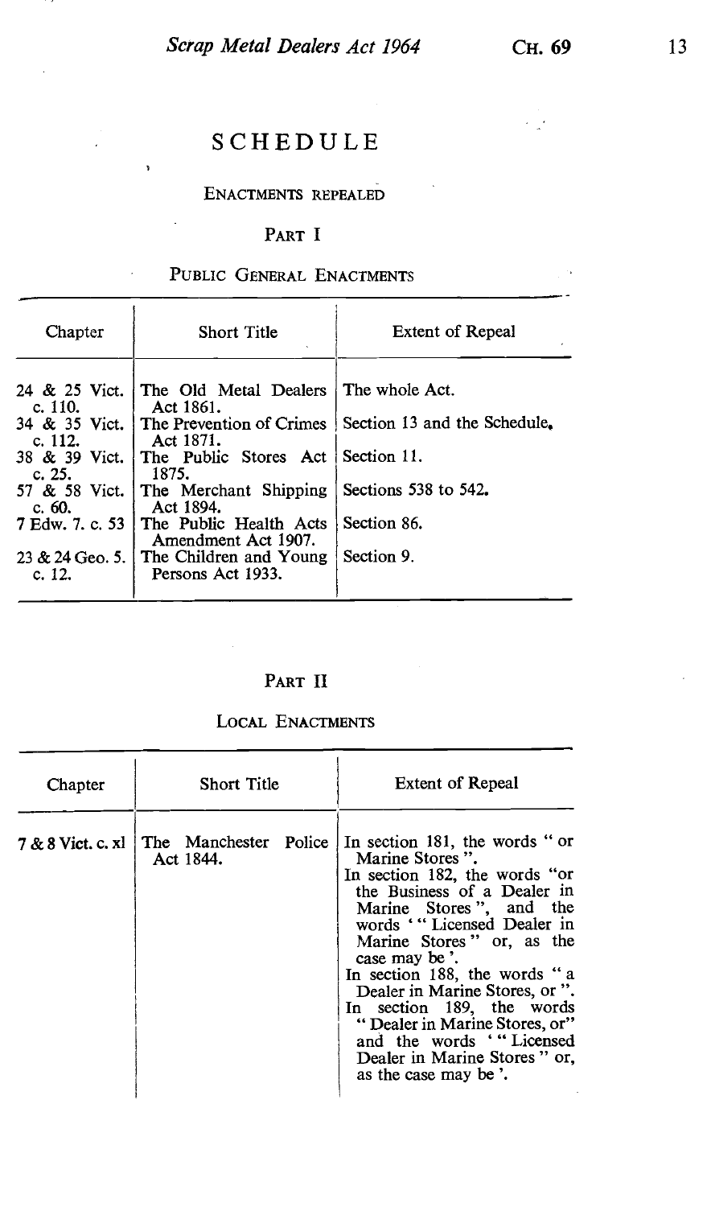# SCHEDULE

## ENACTMENTS REPEALED

### PART I

#### PUBLIC GENERAL ENACTMENTS

| Chapter | Short Title | Extent of Repeal |
|---|---|---|
| 24 & 25 Vict. c. 110. | The Old Metal Dealers Act 1861. | The whole Act. |
| 34 & 35 Vict. c. 112. | The Prevention of Crimes Act 1871. | Section 13 and the Schedule. |
| 38 & 39 Vict. c. 25. | The Public Stores Act 1875. | Section 11. |
| 57 & 58 Vict. c. 60. | The Merchant Shipping Act 1894. | Sections 538 to 542. |
| 7 Edw. 7. c. 53 | The Public Health Acts Amendment Act 1907. | Section 86. |
| 23 & 24 Geo. 5. c. 12. | The Children and Young Persons Act 1933. | Section 9. |

### PART II

#### LOCAL ENACTMENTS

| Chapter | Short Title | Extent of Repeal |
|---|---|---|
| 7 & 8 Vict. c. xl | The Manchester Police Act 1844. | In section 181, the words " or Marine Stores ". In section 182, the words "or the Business of a Dealer in Marine Stores ", and the words ' " Licensed Dealer in Marine Stores " or, as the case may be '. In section 188, the words " a Dealer in Marine Stores, or ". In section 189, the words " Dealer in Marine Stores, or" and the words ' " Licensed Dealer in Marine Stores " or, as the case may be '. |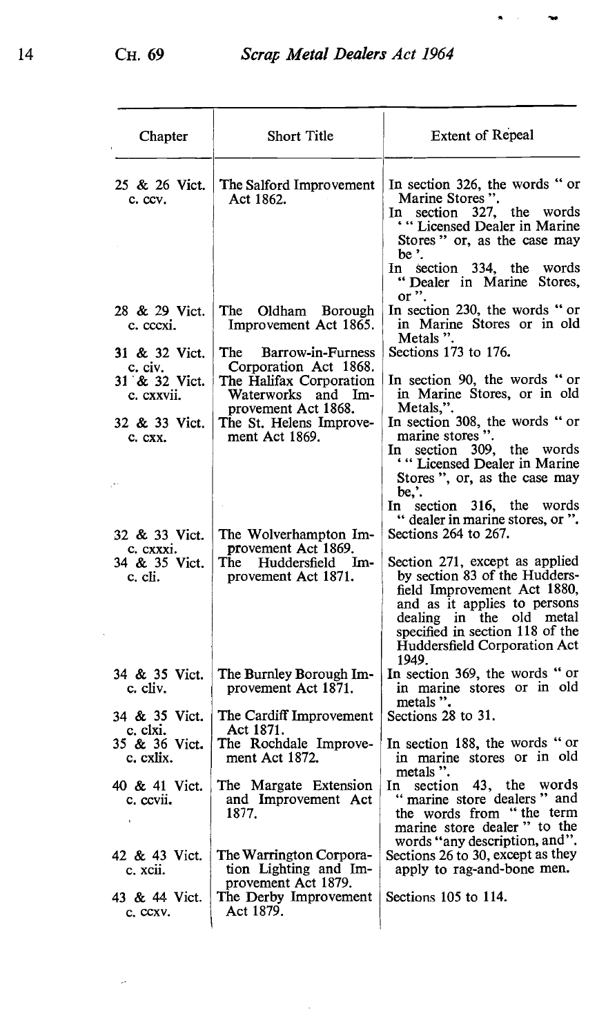| Chapter | Short Title | Extent of Repeal |
|---|---|---|
| 25 & 26 Vict. c. ccv. | The Salford Improvement Act 1862. | In section 326, the words " or Marine Stores ". In section 327, the words ' " Licensed Dealer in Marine Stores " or, as the case may be '. In section 334, the words " Dealer in Marine Stores, or ". |
| 28 & 29 Vict. c. cccxi. | The Oldham Borough Improvement Act 1865. | In section 230, the words " or in Marine Stores or in old Metals ". |
| 31 & 32 Vict. c. civ. | The Barrow-in-Furness Corporation Act 1868. | Sections 173 to 176. |
| 31 & 32 Vict. c. cxxvii. | The Halifax Corporation Waterworks and Improvement Act 1868. | In section 90, the words " or in Marine Stores, or in old Metals,". |
| 32 & 33 Vict. c. cxx. | The St. Helens Improvement Act 1869. | In section 308, the words " or marine stores ". In section 309, the words ' " Licensed Dealer in Marine Stores ", or, as the case may be,'. In section 316, the words " dealer in marine stores, or ". |
| 32 & 33 Vict. c. cxxxi. | The Wolverhampton Improvement Act 1869. | Sections 264 to 267. |
| 34 & 35 Vict. c. cli. | The Huddersfield Improvement Act 1871. | Section 271, except as applied by section 83 of the Huddersfield Improvement Act 1880, and as it applies to persons dealing in the old metal specified in section 118 of the Huddersfield Corporation Act 1949. |
| 34 & 35 Vict. c. cliv. | The Burnley Borough Improvement Act 1871. | In section 369, the words " or in marine stores or in old metals ". |
| 34 & 35 Vict. c. clxi. | The Cardiff Improvement Act 1871. | Sections 28 to 31. |
| 35 & 36 Vict. c. cxlix. | The Rochdale Improvement Act 1872. | In section 188, the words " or in marine stores or in old metals ". |
| 40 & 41 Vict. c. ccvii. | The Margate Extension and Improvement Act 1877. | In section 43, the words " marine store dealers " and the words from " the term marine store dealer " to the words "any description, and". |
| 42 & 43 Vict. c. xcii. | The Warrington Corporation Lighting and Improvement Act 1879. | Sections 26 to 30, except as they apply to rag-and-bone men. |
| 43 & 44 Vict. c. ccxv. | The Derby Improvement Act 1879. | Sections 105 to 114. |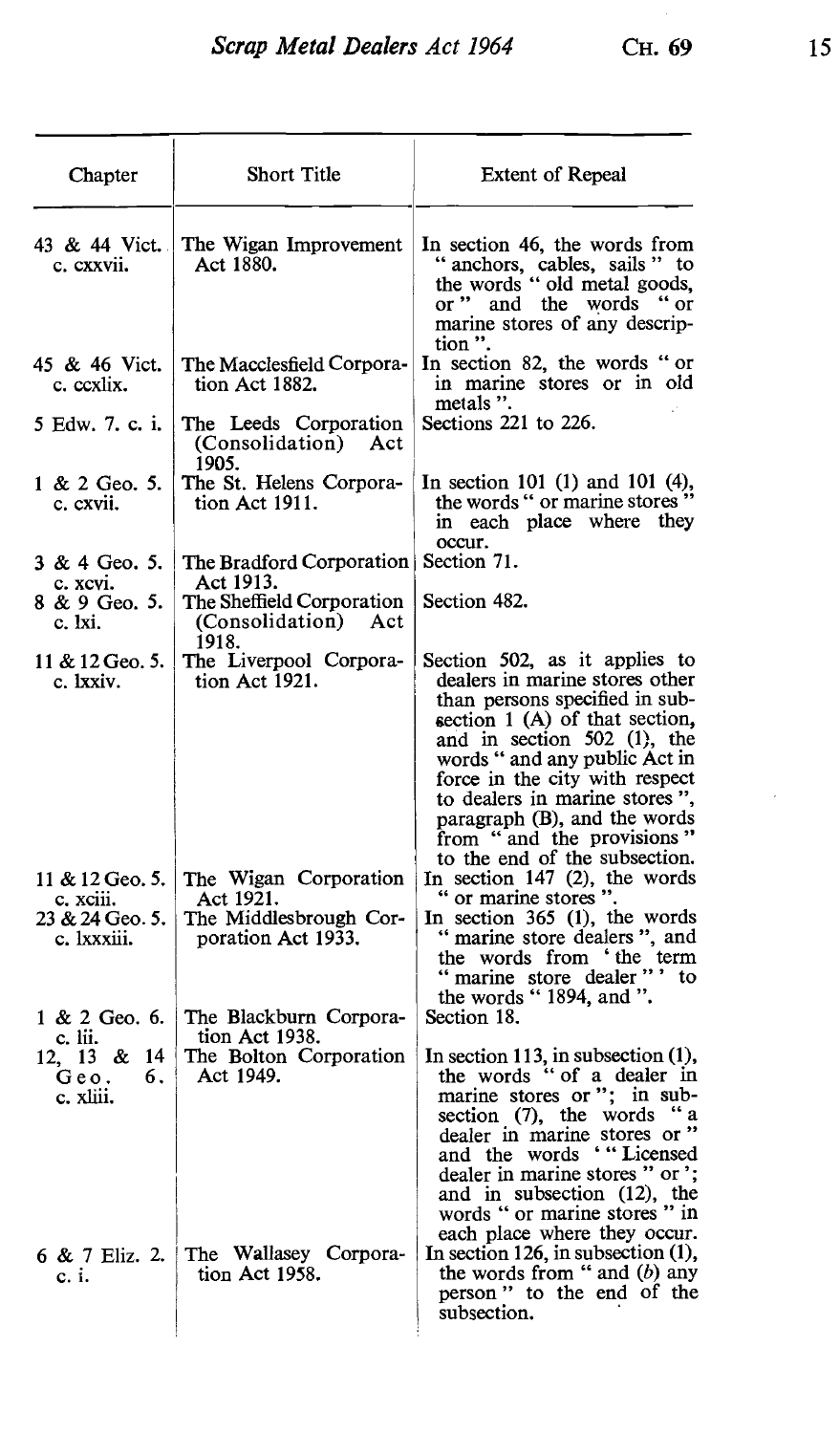| Chapter | Short Title | Extent of Repeal |
|---|---|---|
| 43 & 44 Vict. c. cxxvii. | The Wigan Improvement Act 1880. | In section 46, the words from " anchors, cables, sails " to the words " old metal goods, or " and the words " or marine stores of any description ". |
| 45 & 46 Vict. c. ccxlix. | The Macclesfield Corporation Act 1882. | In section 82, the words " or in marine stores or in old metals ". |
| 5 Edw. 7. c. i. | The Leeds Corporation (Consolidation) Act 1905. | Sections 221 to 226. |
| 1 & 2 Geo. 5. c. cxvii. | The St. Helens Corporation Act 1911. | In section 101 (1) and 101 (4), the words " or marine stores " in each place where they occur. |
| 3 & 4 Geo. 5. c. xcvi. | The Bradford Corporation Act 1913. | Section 71. |
| 8 & 9 Geo. 5. c. lxi. | The Sheffield Corporation (Consolidation) Act 1918. | Section 482. |
| 11 & 12 Geo. 5. c. lxxiv. | The Liverpool Corporation Act 1921. | Section 502, as it applies to dealers in marine stores other than persons specified in subsection 1 (A) of that section, and in section 502 (1), the words " and any public Act in force in the city with respect to dealers in marine stores ", paragraph (B), and the words from " and the provisions " to the end of the subsection. |
| 11 & 12 Geo. 5. c. xciii. | The Wigan Corporation Act 1921. | In section 147 (2), the words " or marine stores ". |
| 23 & 24 Geo. 5. c. lxxxiii. | The Middlesbrough Corporation Act 1933. | In section 365 (1), the words " marine store dealers ", and the words from 'the term " marine store dealer " ' to the words " 1894, and ". |
| 1 & 2 Geo. 6. c. lii. | The Blackburn Corporation Act 1938. | Section 18. |
| 12, 13 & 14 Geo. 6. c. xliii. | The Bolton Corporation Act 1949. | In section 113, in subsection (1), the words " of a dealer in marine stores or "; in subsection (7), the words " a dealer in marine stores or " and the words ' " Licensed dealer in marine stores " or '; and in subsection (12), the words " or marine stores " in each place where they occur. |
| 6 & 7 Eliz. 2. c. i. | The Wallasey Corporation Act 1958. | In section 126, in subsection (1), the words from " and (b) any person " to the end of the subsection. |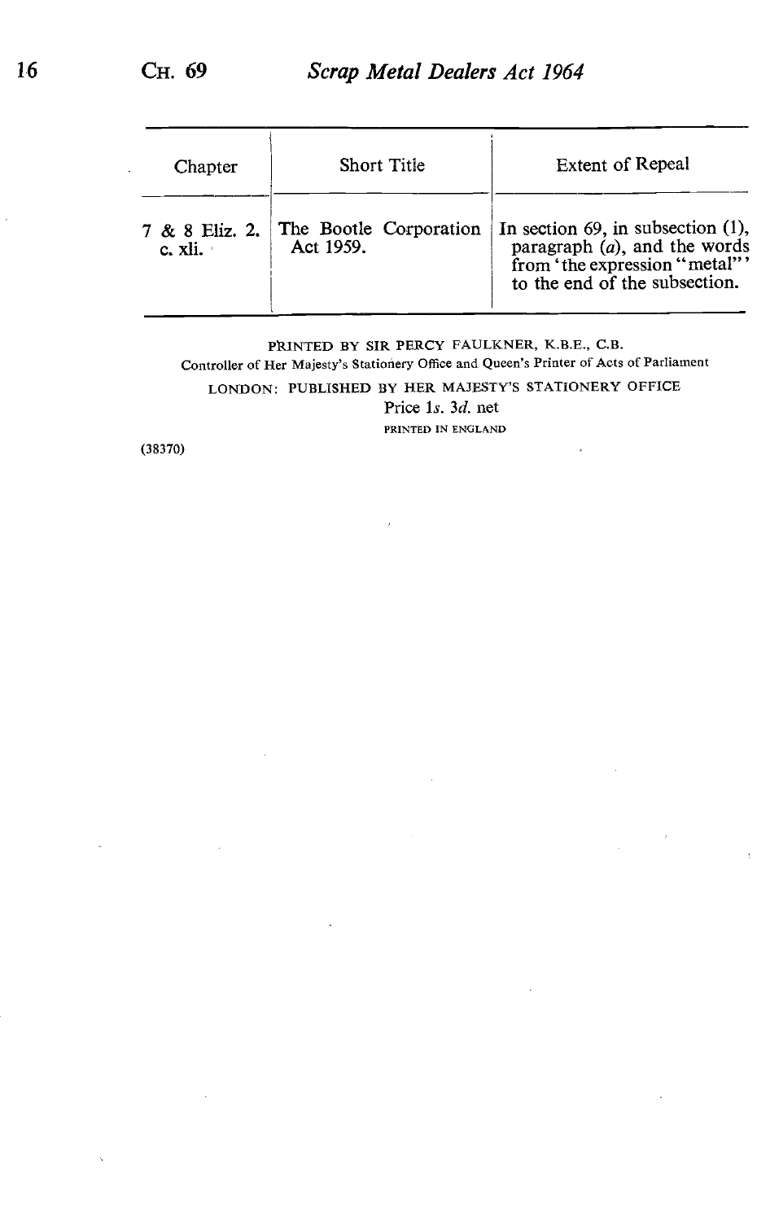| Chapter | Short Title | Extent of Repeal |
| --- | --- | --- |
| 7 & 8 Eliz. 2. c. xli. | The Bootle Corporation Act 1959. | In section 69, in subsection (1), paragraph (*a*), and the words from 'the expression "metal"' to the end of the subsection. |

PRINTED BY SIR PERCY FAULKNER, K.B.E., C.B.
Controller of Her Majesty's Stationery Office and Queen's Printer of Acts of Parliament

LONDON: PUBLISHED BY HER MAJESTY'S STATIONERY OFFICE

Price 1*s*. 3*d*. net

PRINTED IN ENGLAND

(38370)